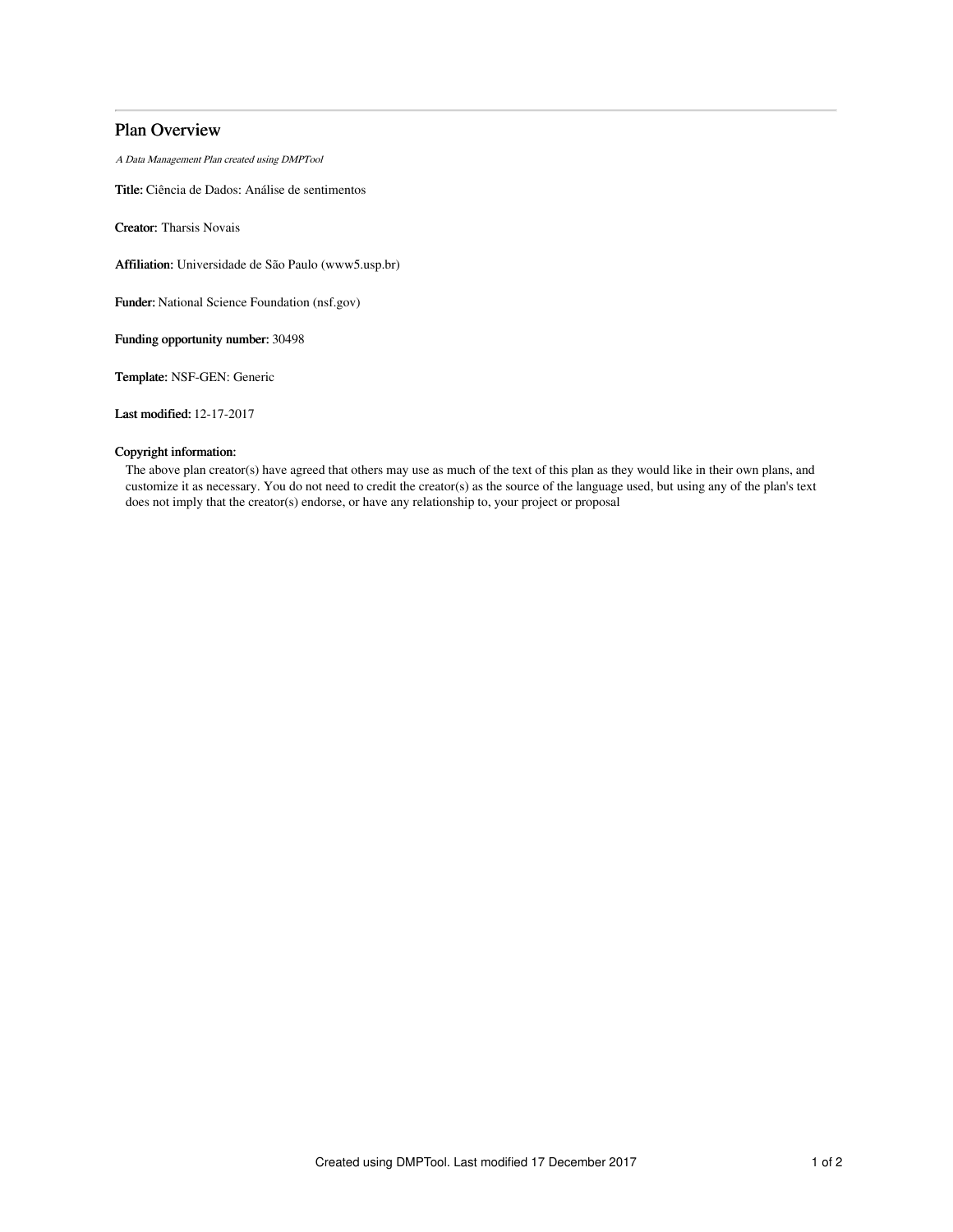# Plan Overview

*A Data Management Plan created using DMPTool*

**Title:** Ciência de Dados: Análise de sentimentos

**Creator:** Tharsis Novais

**Affiliation:** Universidade de São Paulo (www5.usp.br)

**Funder:** National Science Foundation (nsf.gov)

**Funding opportunity number:** 30498

**Template:** NSF-GEN: Generic

**Last modified:** 12-17-2017

**Copyright information:**

The above plan creator(s) have agreed that others may use as much of the text of this plan as they would like in their own plans, and customize it as necessary. You do not need to credit the creator(s) as the source of the language used, but using any of the plan's text does not imply that the creator(s) endorse, or have any relationship to, your project or proposal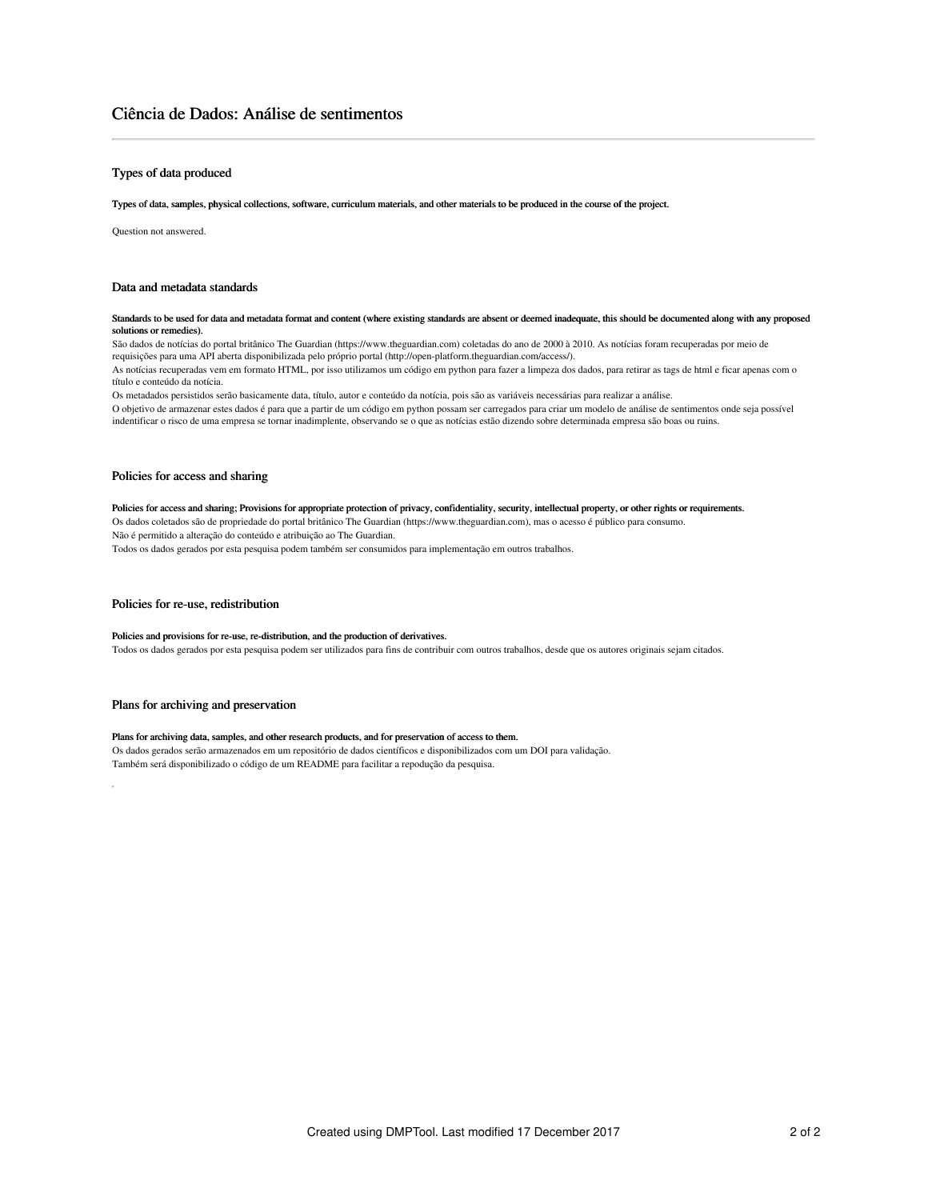# Ciência de Dados: Análise de sentimentos

## Types of data produced

**Types of data, samples, physical collections, software, curriculum materials, and other materials to be produced in the course of the project.**

Question not answered.

## Data and metadata standards

**Standards to be used for data and metadata format and content (where existing standards are absent or deemed inadequate, this should be documented along with any proposed solutions or remedies).**

São dados de notícias do portal britânico The Guardian (https://www.theguardian.com) coletadas do ano de 2000 à 2010. As notícias foram recuperadas por meio de requisições para uma API aberta disponibilizada pelo próprio portal (http://open-platform.theguardian.com/access/).

As notícias recuperadas vem em formato HTML, por isso utilizamos um código em python para fazer a limpeza dos dados, para retirar as tags de html e ficar apenas com o título e conteúdo da notícia.

Os metadados persistidos serão basicamente data, título, autor e conteúdo da notícia, pois são as variáveis necessárias para realizar a análise.

O objetivo de armazenar estes dados é para que a partir de um código em python possam ser carregados para criar um modelo de análise de sentimentos onde seja possível indentificar o risco de uma empresa se tornar inadimplente, observando se o que as notícias estão dizendo sobre determinada empresa são boas ou ruins.

## Policies for access and sharing

**Policies for access and sharing; Provisions for appropriate protection of privacy, confidentiality, security, intellectual property, or other rights or requirements.**

Os dados coletados são de propriedade do portal britânico The Guardian (https://www.theguardian.com), mas o acesso é público para consumo.

Não é permitido a alteração do conteúdo e atribuição ao The Guardian.

Todos os dados gerados por esta pesquisa podem também ser consumidos para implementação em outros trabalhos.

## Policies for re-use, redistribution

**Policies and provisions for re-use, re-distribution, and the production of derivatives.**

Todos os dados gerados por esta pesquisa podem ser utilizados para fins de contribuir com outros trabalhos, desde que os autores originais sejam citados.

## Plans for archiving and preservation

**Plans for archiving data, samples, and other research products, and for preservation of access to them.**

Os dados gerados serão armazenados em um repositório de dados científicos e disponibilizados com um DOI para validação.

Também será disponibilizado o código de um README para facilitar a repodução da pesquisa.

Created using DMPTool. Last modified 17 December 2017